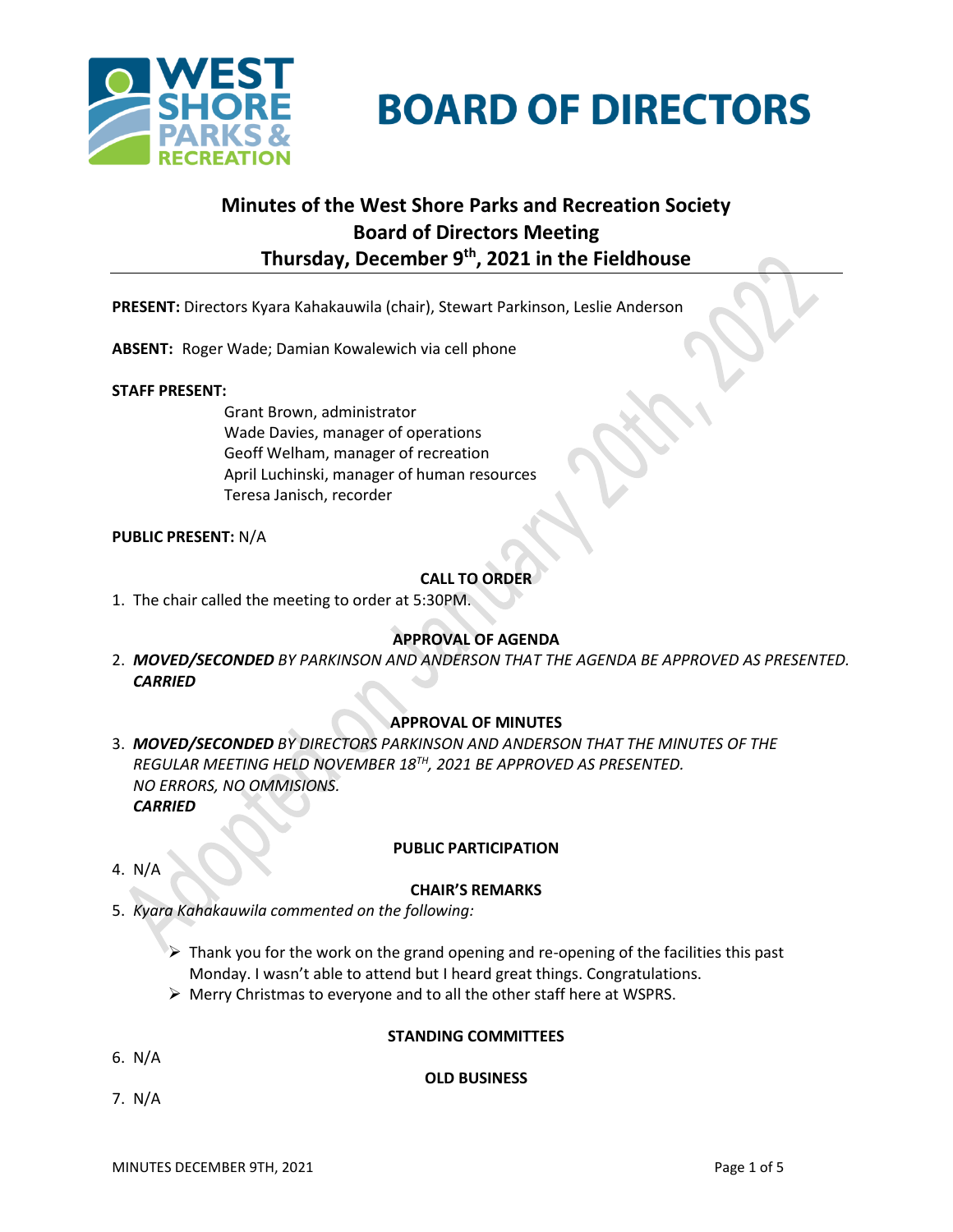# BOARD OF DIRECTORS

## Minutes of the West Shore Parks and Recreation Society Board of Directors Meeting Thursday, December 9th, 2021 in the Fieldhouse

**PRESENT:** Directors Kyara Kahakauwila (chair), Stewart Parkinson, Leslie Anderson

**ABSENT:** Roger Wade; Damian Kowalewich via cell phone

**STAFF PRESENT:**

Grant Brown, administrator
Wade Davies, manager of operations
Geoff Welham, manager of recreation
April Luchinski, manager of human resources
Teresa Janisch, recorder

**PUBLIC PRESENT:** N/A

**CALL TO ORDER**

1. The chair called the meeting to order at 5:30PM.

**APPROVAL OF AGENDA**

2. ***MOVED/SECONDED*** *BY PARKINSON AND ANDERSON THAT THE AGENDA BE APPROVED AS PRESENTED.*
   ***CARRIED***

**APPROVAL OF MINUTES**

3. ***MOVED/SECONDED*** *BY DIRECTORS PARKINSON AND ANDERSON THAT THE MINUTES OF THE REGULAR MEETING HELD NOVEMBER 18TH, 2021 BE APPROVED AS PRESENTED.*
   *NO ERRORS, NO OMMISIONS.*
   ***CARRIED***

**PUBLIC PARTICIPATION**

4. N/A

**CHAIR'S REMARKS**

5. *Kyara Kahakauwila commented on the following:*
   - Thank you for the work on the grand opening and re-opening of the facilities this past Monday. I wasn't able to attend but I heard great things. Congratulations.
   - Merry Christmas to everyone and to all the other staff here at WSPRS.

**STANDING COMMITTEES**

6. N/A

**OLD BUSINESS**

7. N/A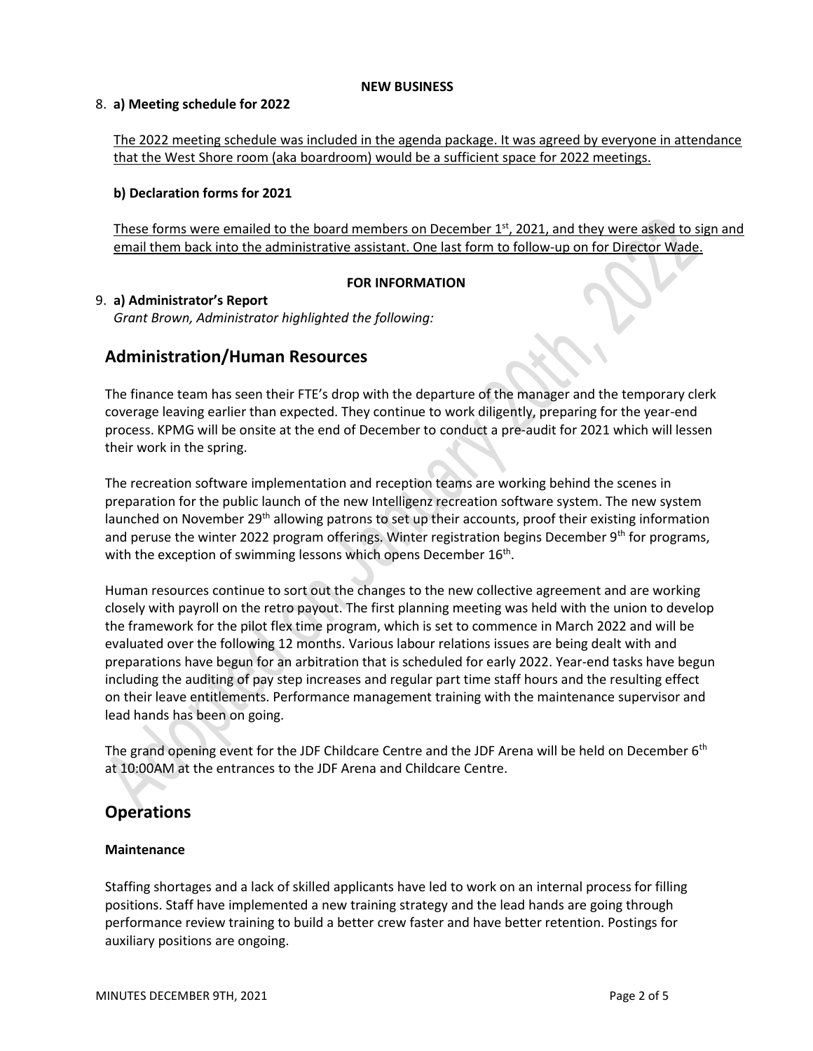**NEW BUSINESS**

8. **a) Meeting schedule for 2022**

The 2022 meeting schedule was included in the agenda package. It was agreed by everyone in attendance that the West Shore room (aka boardroom) would be a sufficient space for 2022 meetings.

**b) Declaration forms for 2021**

These forms were emailed to the board members on December 1st, 2021, and they were asked to sign and email them back into the administrative assistant. One last form to follow-up on for Director Wade.

**FOR INFORMATION**

9. **a) Administrator's Report**
*Grant Brown, Administrator highlighted the following:*

## Administration/Human Resources

The finance team has seen their FTE's drop with the departure of the manager and the temporary clerk coverage leaving earlier than expected. They continue to work diligently, preparing for the year-end process. KPMG will be onsite at the end of December to conduct a pre-audit for 2021 which will lessen their work in the spring.

The recreation software implementation and reception teams are working behind the scenes in preparation for the public launch of the new Intelligenz recreation software system. The new system launched on November 29th allowing patrons to set up their accounts, proof their existing information and peruse the winter 2022 program offerings. Winter registration begins December 9th for programs, with the exception of swimming lessons which opens December 16th.

Human resources continue to sort out the changes to the new collective agreement and are working closely with payroll on the retro payout. The first planning meeting was held with the union to develop the framework for the pilot flex time program, which is set to commence in March 2022 and will be evaluated over the following 12 months. Various labour relations issues are being dealt with and preparations have begun for an arbitration that is scheduled for early 2022. Year-end tasks have begun including the auditing of pay step increases and regular part time staff hours and the resulting effect on their leave entitlements. Performance management training with the maintenance supervisor and lead hands has been on going.

The grand opening event for the JDF Childcare Centre and the JDF Arena will be held on December 6th at 10:00AM at the entrances to the JDF Arena and Childcare Centre.

## Operations

### Maintenance

Staffing shortages and a lack of skilled applicants have led to work on an internal process for filling positions. Staff have implemented a new training strategy and the lead hands are going through performance review training to build a better crew faster and have better retention. Postings for auxiliary positions are ongoing.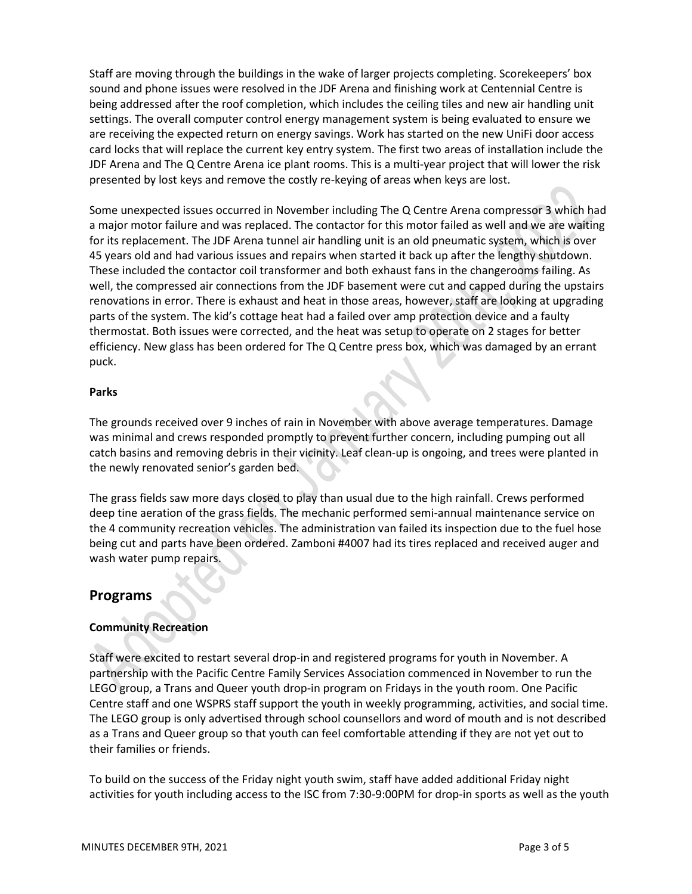Staff are moving through the buildings in the wake of larger projects completing. Scorekeepers' box sound and phone issues were resolved in the JDF Arena and finishing work at Centennial Centre is being addressed after the roof completion, which includes the ceiling tiles and new air handling unit settings. The overall computer control energy management system is being evaluated to ensure we are receiving the expected return on energy savings. Work has started on the new UniFi door access card locks that will replace the current key entry system. The first two areas of installation include the JDF Arena and The Q Centre Arena ice plant rooms. This is a multi-year project that will lower the risk presented by lost keys and remove the costly re-keying of areas when keys are lost.

Some unexpected issues occurred in November including The Q Centre Arena compressor 3 which had a major motor failure and was replaced. The contactor for this motor failed as well and we are waiting for its replacement. The JDF Arena tunnel air handling unit is an old pneumatic system, which is over 45 years old and had various issues and repairs when started it back up after the lengthy shutdown. These included the contactor coil transformer and both exhaust fans in the changerooms failing. As well, the compressed air connections from the JDF basement were cut and capped during the upstairs renovations in error. There is exhaust and heat in those areas, however, staff are looking at upgrading parts of the system. The kid's cottage heat had a failed over amp protection device and a faulty thermostat. Both issues were corrected, and the heat was setup to operate on 2 stages for better efficiency. New glass has been ordered for The Q Centre press box, which was damaged by an errant puck.

**Parks**

The grounds received over 9 inches of rain in November with above average temperatures. Damage was minimal and crews responded promptly to prevent further concern, including pumping out all catch basins and removing debris in their vicinity. Leaf clean-up is ongoing, and trees were planted in the newly renovated senior's garden bed.

The grass fields saw more days closed to play than usual due to the high rainfall. Crews performed deep tine aeration of the grass fields. The mechanic performed semi-annual maintenance service on the 4 community recreation vehicles. The administration van failed its inspection due to the fuel hose being cut and parts have been ordered. Zamboni #4007 had its tires replaced and received auger and wash water pump repairs.

## Programs

**Community Recreation**

Staff were excited to restart several drop-in and registered programs for youth in November. A partnership with the Pacific Centre Family Services Association commenced in November to run the LEGO group, a Trans and Queer youth drop-in program on Fridays in the youth room. One Pacific Centre staff and one WSPRS staff support the youth in weekly programming, activities, and social time. The LEGO group is only advertised through school counsellors and word of mouth and is not described as a Trans and Queer group so that youth can feel comfortable attending if they are not yet out to their families or friends.

To build on the success of the Friday night youth swim, staff have added additional Friday night activities for youth including access to the ISC from 7:30-9:00PM for drop-in sports as well as the youth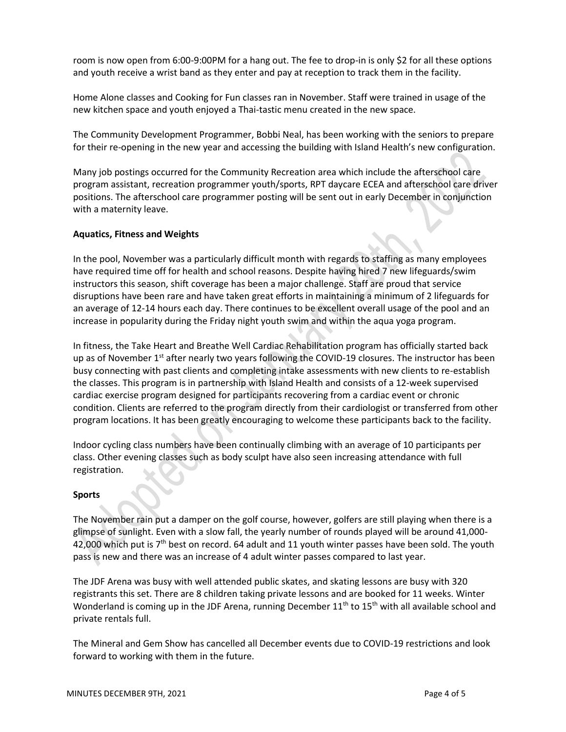room is now open from 6:00-9:00PM for a hang out. The fee to drop-in is only $2 for all these options and youth receive a wrist band as they enter and pay at reception to track them in the facility.

Home Alone classes and Cooking for Fun classes ran in November. Staff were trained in usage of the new kitchen space and youth enjoyed a Thai-tastic menu created in the new space.

The Community Development Programmer, Bobbi Neal, has been working with the seniors to prepare for their re-opening in the new year and accessing the building with Island Health's new configuration.

Many job postings occurred for the Community Recreation area which include the afterschool care program assistant, recreation programmer youth/sports, RPT daycare ECEA and afterschool care driver positions. The afterschool care programmer posting will be sent out in early December in conjunction with a maternity leave.

**Aquatics, Fitness and Weights**

In the pool, November was a particularly difficult month with regards to staffing as many employees have required time off for health and school reasons. Despite having hired 7 new lifeguards/swim instructors this season, shift coverage has been a major challenge. Staff are proud that service disruptions have been rare and have taken great efforts in maintaining a minimum of 2 lifeguards for an average of 12-14 hours each day. There continues to be excellent overall usage of the pool and an increase in popularity during the Friday night youth swim and within the aqua yoga program.

In fitness, the Take Heart and Breathe Well Cardiac Rehabilitation program has officially started back up as of November 1st after nearly two years following the COVID-19 closures. The instructor has been busy connecting with past clients and completing intake assessments with new clients to re-establish the classes. This program is in partnership with Island Health and consists of a 12-week supervised cardiac exercise program designed for participants recovering from a cardiac event or chronic condition. Clients are referred to the program directly from their cardiologist or transferred from other program locations. It has been greatly encouraging to welcome these participants back to the facility.

Indoor cycling class numbers have been continually climbing with an average of 10 participants per class. Other evening classes such as body sculpt have also seen increasing attendance with full registration.

**Sports**

The November rain put a damper on the golf course, however, golfers are still playing when there is a glimpse of sunlight. Even with a slow fall, the yearly number of rounds played will be around 41,000-42,000 which put is 7th best on record. 64 adult and 11 youth winter passes have been sold. The youth pass is new and there was an increase of 4 adult winter passes compared to last year.

The JDF Arena was busy with well attended public skates, and skating lessons are busy with 320 registrants this set. There are 8 children taking private lessons and are booked for 11 weeks. Winter Wonderland is coming up in the JDF Arena, running December 11th to 15th with all available school and private rentals full.

The Mineral and Gem Show has cancelled all December events due to COVID-19 restrictions and look forward to working with them in the future.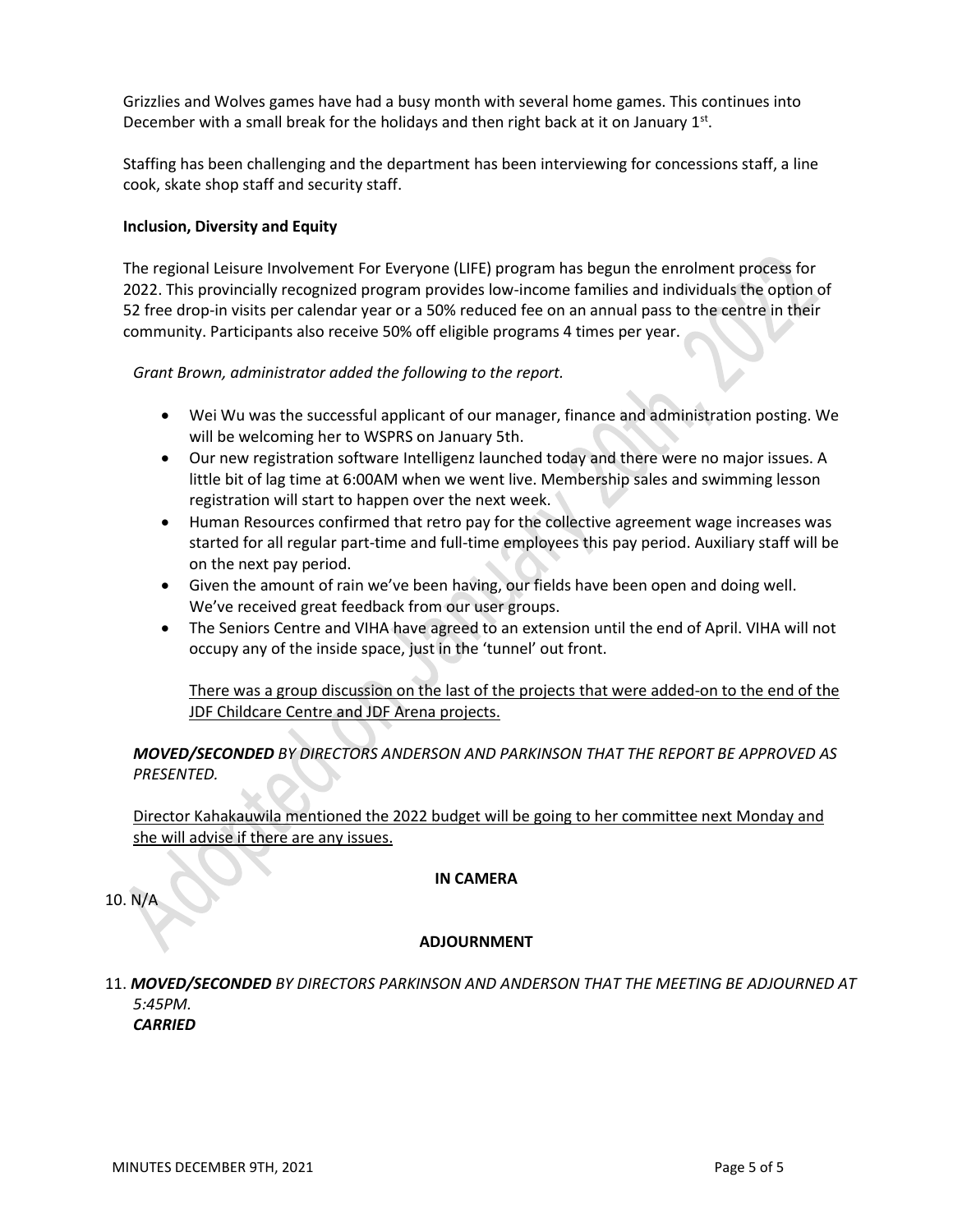Grizzlies and Wolves games have had a busy month with several home games. This continues into December with a small break for the holidays and then right back at it on January 1st.

Staffing has been challenging and the department has been interviewing for concessions staff, a line cook, skate shop staff and security staff.

**Inclusion, Diversity and Equity**

The regional Leisure Involvement For Everyone (LIFE) program has begun the enrolment process for 2022. This provincially recognized program provides low-income families and individuals the option of 52 free drop-in visits per calendar year or a 50% reduced fee on an annual pass to the centre in their community. Participants also receive 50% off eligible programs 4 times per year.

*Grant Brown, administrator added the following to the report.*

- Wei Wu was the successful applicant of our manager, finance and administration posting. We will be welcoming her to WSPRS on January 5th.
- Our new registration software Intelligenz launched today and there were no major issues. A little bit of lag time at 6:00AM when we went live. Membership sales and swimming lesson registration will start to happen over the next week.
- Human Resources confirmed that retro pay for the collective agreement wage increases was started for all regular part-time and full-time employees this pay period. Auxiliary staff will be on the next pay period.
- Given the amount of rain we've been having, our fields have been open and doing well. We've received great feedback from our user groups.
- The Seniors Centre and VIHA have agreed to an extension until the end of April. VIHA will not occupy any of the inside space, just in the 'tunnel' out front.

  There was a group discussion on the last of the projects that were added-on to the end of the JDF Childcare Centre and JDF Arena projects.

***MOVED/SECONDED*** *BY DIRECTORS ANDERSON AND PARKINSON THAT THE REPORT BE APPROVED AS PRESENTED.*

Director Kahakauwila mentioned the 2022 budget will be going to her committee next Monday and she will advise if there are any issues.

**IN CAMERA**

10. N/A

**ADJOURNMENT**

11. ***MOVED/SECONDED*** *BY DIRECTORS PARKINSON AND ANDERSON THAT THE MEETING BE ADJOURNED AT 5:45PM.*
***CARRIED***